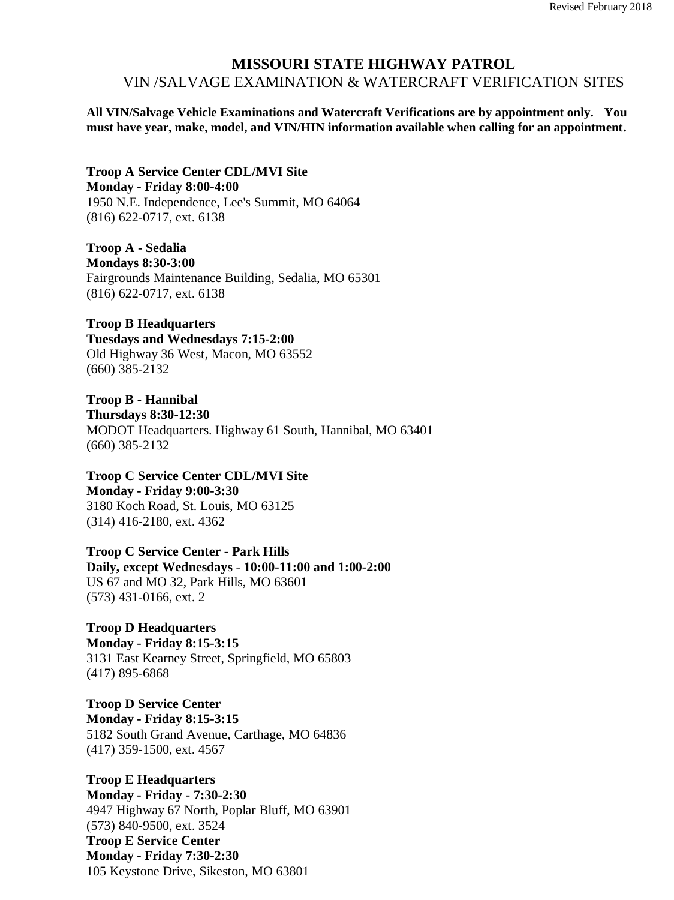Revised February 2018

# MISSOURI STATE HIGHWAY PATROL

## VIN /SALVAGE EXAMINATION & WATERCRAFT VERIFICATION SITES

**All VIN/Salvage Vehicle Examinations and Watercraft Verifications are by appointment only. You must have year, make, model, and VIN/HIN information available when calling for an appointment.**

**Troop A Service Center CDL/MVI Site**
**Monday - Friday 8:00-4:00**
1950 N.E. Independence, Lee's Summit, MO 64064
(816) 622-0717, ext. 6138

**Troop A - Sedalia**
**Mondays 8:30-3:00**
Fairgrounds Maintenance Building, Sedalia, MO 65301
(816) 622-0717, ext. 6138

**Troop B Headquarters**
**Tuesdays and Wednesdays 7:15-2:00**
Old Highway 36 West, Macon, MO 63552
(660) 385-2132

**Troop B - Hannibal**
**Thursdays 8:30-12:30**
MODOT Headquarters. Highway 61 South, Hannibal, MO 63401
(660) 385-2132

**Troop C Service Center CDL/MVI Site**
**Monday - Friday 9:00-3:30**
3180 Koch Road, St. Louis, MO 63125
(314) 416-2180, ext. 4362

**Troop C Service Center - Park Hills**
**Daily, except Wednesdays - 10:00-11:00 and 1:00-2:00**
US 67 and MO 32, Park Hills, MO 63601
(573) 431-0166, ext. 2

**Troop D Headquarters**
**Monday - Friday 8:15-3:15**
3131 East Kearney Street, Springfield, MO 65803
(417) 895-6868

**Troop D Service Center**
**Monday - Friday 8:15-3:15**
5182 South Grand Avenue, Carthage, MO 64836
(417) 359-1500, ext. 4567

**Troop E Headquarters**
**Monday - Friday - 7:30-2:30**
4947 Highway 67 North, Poplar Bluff, MO 63901
(573) 840-9500, ext. 3524

**Troop E Service Center**
**Monday - Friday 7:30-2:30**
105 Keystone Drive, Sikeston, MO 63801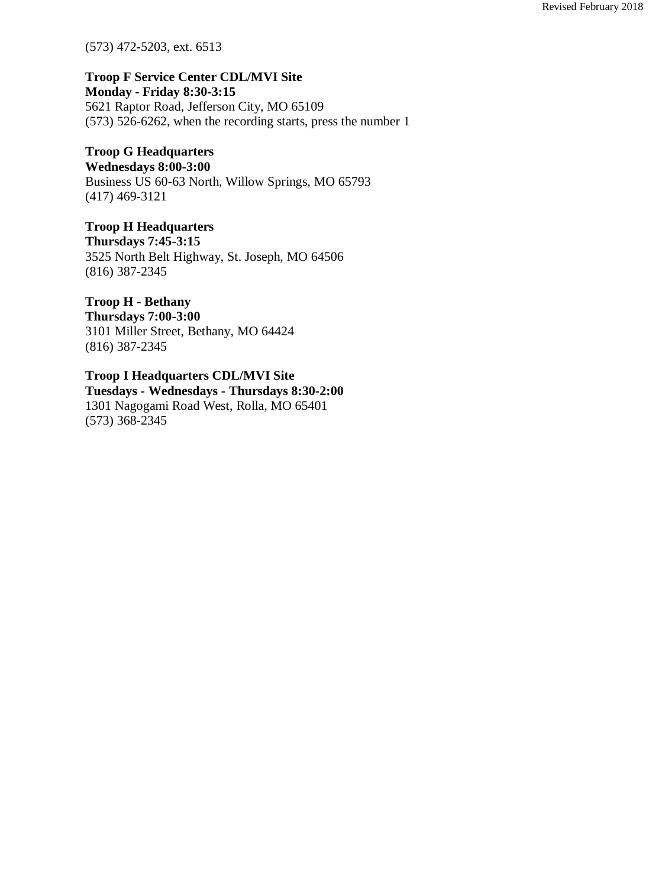(573) 472-5203, ext. 6513

**Troop F Service Center CDL/MVI Site**
**Monday - Friday 8:30-3:15**
5621 Raptor Road, Jefferson City, MO 65109
(573) 526-6262, when the recording starts, press the number 1

**Troop G Headquarters**
**Wednesdays 8:00-3:00**
Business US 60-63 North, Willow Springs, MO 65793
(417) 469-3121

**Troop H Headquarters**
**Thursdays 7:45-3:15**
3525 North Belt Highway, St. Joseph, MO 64506
(816) 387-2345

**Troop H - Bethany**
**Thursdays 7:00-3:00**
3101 Miller Street, Bethany, MO 64424
(816) 387-2345

**Troop I Headquarters CDL/MVI Site**
**Tuesdays - Wednesdays - Thursdays 8:30-2:00**
1301 Nagogami Road West, Rolla, MO 65401
(573) 368-2345